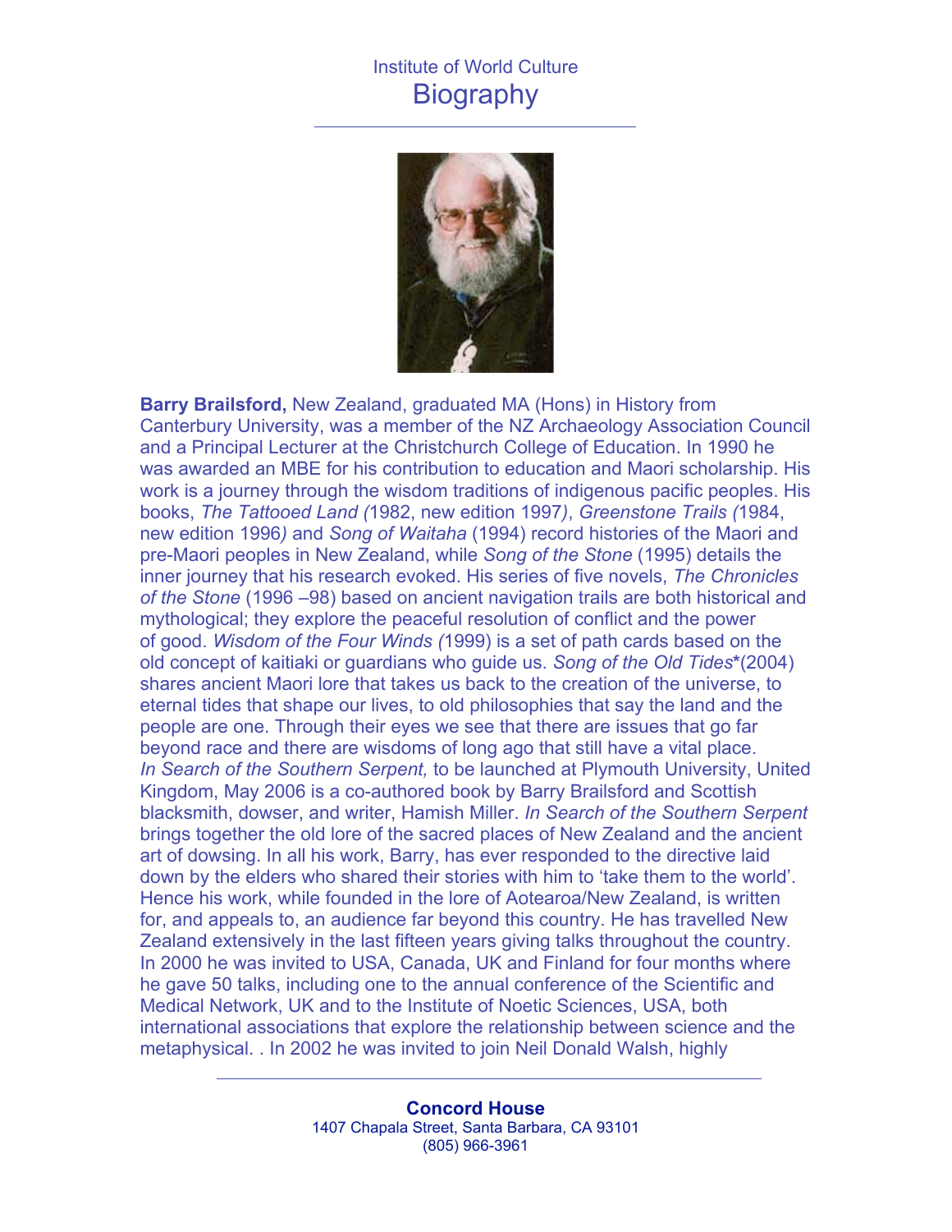Institute of World Culture

# Biography

**Barry Brailsford,** New Zealand, graduated MA (Hons) in History from Canterbury University, was a member of the NZ Archaeology Association Council and a Principal Lecturer at the Christchurch College of Education. In 1990 he was awarded an MBE for his contribution to education and Maori scholarship. His work is a journey through the wisdom traditions of indigenous pacific peoples. His books, *The Tattooed Land (*1982, new edition 1997*)*, *Greenstone Trails (*1984, new edition 1996*)* and *Song of Waitaha* (1994) record histories of the Maori and pre-Maori peoples in New Zealand, while *Song of the Stone* (1995) details the inner journey that his research evoked. His series of five novels, *The Chronicles of the Stone* (1996 –98) based on ancient navigation trails are both historical and mythological; they explore the peaceful resolution of conflict and the power of good. *Wisdom of the Four Winds (*1999) is a set of path cards based on the old concept of kaitiaki or guardians who guide us. *Song of the Old Tides*\*(2004) shares ancient Maori lore that takes us back to the creation of the universe, to eternal tides that shape our lives, to old philosophies that say the land and the people are one. Through their eyes we see that there are issues that go far beyond race and there are wisdoms of long ago that still have a vital place. *In Search of the Southern Serpent,* to be launched at Plymouth University, United Kingdom, May 2006 is a co-authored book by Barry Brailsford and Scottish blacksmith, dowser, and writer, Hamish Miller. *In Search of the Southern Serpent* brings together the old lore of the sacred places of New Zealand and the ancient art of dowsing. In all his work, Barry, has ever responded to the directive laid down by the elders who shared their stories with him to 'take them to the world'. Hence his work, while founded in the lore of Aotearoa/New Zealand, is written for, and appeals to, an audience far beyond this country. He has travelled New Zealand extensively in the last fifteen years giving talks throughout the country. In 2000 he was invited to USA, Canada, UK and Finland for four months where he gave 50 talks, including one to the annual conference of the Scientific and Medical Network, UK and to the Institute of Noetic Sciences, USA, both international associations that explore the relationship between science and the metaphysical. . In 2002 he was invited to join Neil Donald Walsh, highly

**Concord House**
1407 Chapala Street, Santa Barbara, CA 93101
(805) 966-3961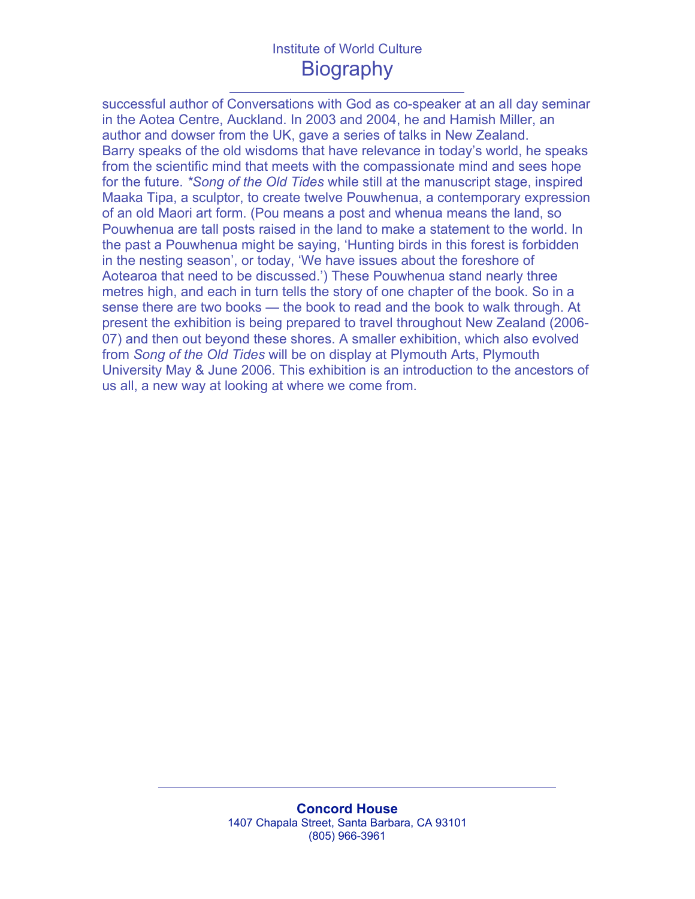successful author of Conversations with God as co-speaker at an all day seminar in the Aotea Centre, Auckland. In 2003 and 2004, he and Hamish Miller, an author and dowser from the UK, gave a series of talks in New Zealand.

Barry speaks of the old wisdoms that have relevance in today's world, he speaks from the scientific mind that meets with the compassionate mind and sees hope for the future. **Song of the Old Tides* while still at the manuscript stage, inspired Maaka Tipa, a sculptor, to create twelve Pouwhenua, a contemporary expression of an old Maori art form. (Pou means a post and whenua means the land, so Pouwhenua are tall posts raised in the land to make a statement to the world. In the past a Pouwhenua might be saying, 'Hunting birds in this forest is forbidden in the nesting season', or today, 'We have issues about the foreshore of Aotearoa that need to be discussed.') These Pouwhenua stand nearly three metres high, and each in turn tells the story of one chapter of the book. So in a sense there are two books — the book to read and the book to walk through. At present the exhibition is being prepared to travel throughout New Zealand (2006-07) and then out beyond these shores. A smaller exhibition, which also evolved from *Song of the Old Tides* will be on display at Plymouth Arts, Plymouth University May & June 2006. This exhibition is an introduction to the ancestors of us all, a new way at looking at where we come from.

**Concord House**
1407 Chapala Street, Santa Barbara, CA 93101
(805) 966-3961